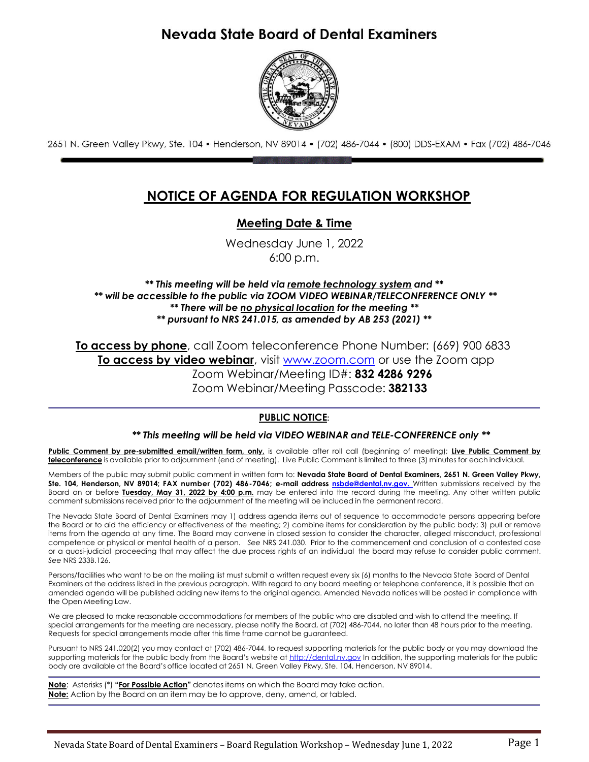# Nevada State Board of Dental Examiners

2651 N. Green Valley Pkwy, Ste. 104 • Henderson, NV 89014 • (702) 486-7044 • (800) DDS-EXAM • Fax (702) 486-7046

## NOTICE OF AGENDA FOR REGULATION WORKSHOP

### Meeting Date & Time

Wednesday June 1, 2022
6:00 p.m.

***\*\* This meeting will be held via remote technology system and \*\****
***\*\* will be accessible to the public via ZOOM VIDEO WEBINAR/TELECONFERENCE ONLY \*\****
***\*\* There will be no physical location for the meeting \*\****
***\*\* pursuant to NRS 241.015, as amended by AB 253 (2021) \*\****

**To access by phone**, call Zoom teleconference Phone Number: (669) 900 6833
**To access by video webinar**, visit www.zoom.com or use the Zoom app
Zoom Webinar/Meeting ID#: **832 4286 9296**
Zoom Webinar/Meeting Passcode: **382133**

---

**PUBLIC NOTICE**:

***\*\* This meeting will be held via VIDEO WEBINAR and TELE-CONFERENCE only \*\****

**Public Comment by pre-submitted email/written form, only,** is available after roll call (beginning of meeting); **Live Public Comment by teleconference** is available prior to adjournment (end of meeting). Live Public Comment is limited to three (3) minutes for each individual.

Members of the public may submit public comment in written form to: **Nevada State Board of Dental Examiners, 2651 N. Green Valley Pkwy, Ste. 104, Henderson, NV 89014; FAX number (702) 486-7046; e-mail address nsbde@dental.nv.gov.** Written submissions received by the Board on or before **Tuesday, May 31, 2022 by 4:00 p.m.** may be entered into the record during the meeting. Any other written public comment submissions received prior to the adjournment of the meeting will be included in the permanent record.

The Nevada State Board of Dental Examiners may 1) address agenda items out of sequence to accommodate persons appearing before the Board or to aid the efficiency or effectiveness of the meeting; 2) combine items for consideration by the public body; 3) pull or remove items from the agenda at any time. The Board may convene in closed session to consider the character, alleged misconduct, professional competence or physical or mental health of a person. *See* NRS 241.030. Prior to the commencement and conclusion of a contested case or a quasi-judicial proceeding that may affect the due process rights of an individual the board may refuse to consider public comment. *See* NRS 233B.126.

Persons/facilities who want to be on the mailing list must submit a written request every six (6) months to the Nevada State Board of Dental Examiners at the address listed in the previous paragraph. With regard to any board meeting or telephone conference, it is possible that an amended agenda will be published adding new items to the original agenda. Amended Nevada notices will be posted in compliance with the Open Meeting Law.

We are pleased to make reasonable accommodations for members of the public who are disabled and wish to attend the meeting. If special arrangements for the meeting are necessary, please notify the Board, at (702) 486-7044, no later than 48 hours prior to the meeting. Requests for special arrangements made after this time frame cannot be guaranteed.

Pursuant to NRS 241.020(2) you may contact at (702) 486-7044, to request supporting materials for the public body or you may download the supporting materials for the public body from the Board's website at http://dental.nv.gov In addition, the supporting materials for the public body are available at the Board's office located at 2651 N. Green Valley Pkwy, Ste. 104, Henderson, NV 89014.

---

**Note**: Asterisks (*) **"For Possible Action"** denotes items on which the Board may take action.
**Note:** Action by the Board on an item may be to approve, deny, amend, or tabled.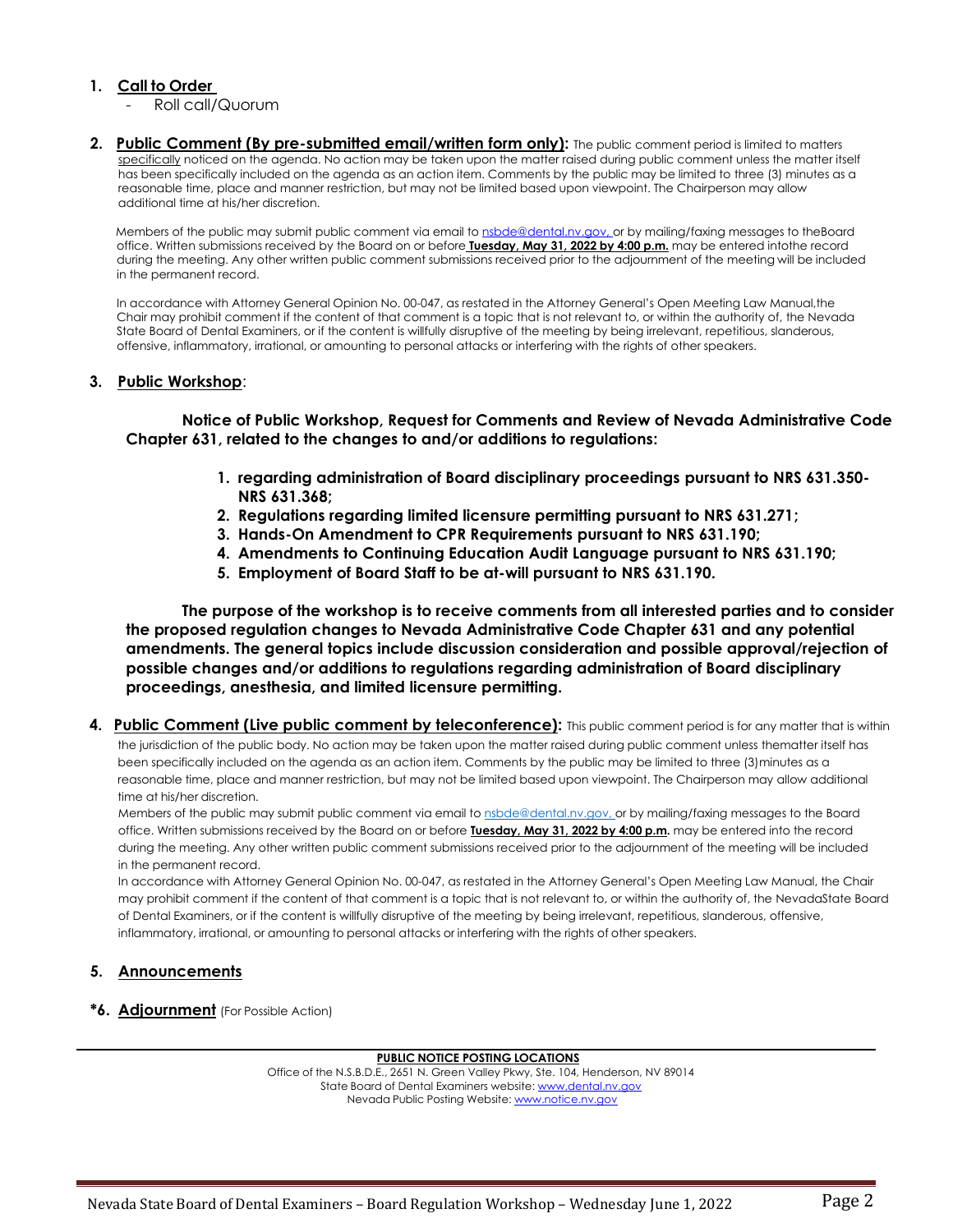1. **Call to Order**
   - Roll call/Quorum

2. **Public Comment (By pre-submitted email/written form only):** The public comment period is limited to matters specifically noticed on the agenda. No action may be taken upon the matter raised during public comment unless the matter itself has been specifically included on the agenda as an action item. Comments by the public may be limited to three (3) minutes as a reasonable time, place and manner restriction, but may not be limited based upon viewpoint. The Chairperson may allow additional time at his/her discretion.

   Members of the public may submit public comment via email to nsbde@dental.nv.gov, or by mailing/faxing messages to theBoard office. Written submissions received by the Board on or before **Tuesday, May 31, 2022 by 4:00 p.m.** may be entered intothe record during the meeting. Any other written public comment submissions received prior to the adjournment of the meeting will be included in the permanent record.

   In accordance with Attorney General Opinion No. 00-047, as restated in the Attorney General's Open Meeting Law Manual,the Chair may prohibit comment if the content of that comment is a topic that is not relevant to, or within the authority of, the Nevada State Board of Dental Examiners, or if the content is willfully disruptive of the meeting by being irrelevant, repetitious, slanderous, offensive, inflammatory, irrational, or amounting to personal attacks or interfering with the rights of other speakers.

3. **Public Workshop**:

   **Notice of Public Workshop, Request for Comments and Review of Nevada Administrative Code Chapter 631, related to the changes to and/or additions to regulations:**

   1. **regarding administration of Board disciplinary proceedings pursuant to NRS 631.350-NRS 631.368;**
   2. **Regulations regarding limited licensure permitting pursuant to NRS 631.271;**
   3. **Hands-On Amendment to CPR Requirements pursuant to NRS 631.190;**
   4. **Amendments to Continuing Education Audit Language pursuant to NRS 631.190;**
   5. **Employment of Board Staff to be at-will pursuant to NRS 631.190.**

   **The purpose of the workshop is to receive comments from all interested parties and to consider the proposed regulation changes to Nevada Administrative Code Chapter 631 and any potential amendments. The general topics include discussion consideration and possible approval/rejection of possible changes and/or additions to regulations regarding administration of Board disciplinary proceedings, anesthesia, and limited licensure permitting.**

4. **Public Comment (Live public comment by teleconference):** This public comment period is for any matter that is within the jurisdiction of the public body. No action may be taken upon the matter raised during public comment unless thematter itself has been specifically included on the agenda as an action item. Comments by the public may be limited to three (3)minutes as a reasonable time, place and manner restriction, but may not be limited based upon viewpoint. The Chairperson may allow additional time at his/her discretion.

   Members of the public may submit public comment via email to nsbde@dental.nv.gov, or by mailing/faxing messages to the Board office. Written submissions received by the Board on or before **Tuesday, May 31, 2022 by 4:00 p.m.** may be entered into the record during the meeting. Any other written public comment submissions received prior to the adjournment of the meeting will be included in the permanent record.

   In accordance with Attorney General Opinion No. 00-047, as restated in the Attorney General's Open Meeting Law Manual, the Chair may prohibit comment if the content of that comment is a topic that is not relevant to, or within the authority of, the NevadaState Board of Dental Examiners, or if the content is willfully disruptive of the meeting by being irrelevant, repetitious, slanderous, offensive, inflammatory, irrational, or amounting to personal attacks or interfering with the rights of other speakers.

5. **Announcements**

**\*6. Adjournment** (For Possible Action)

---

**PUBLIC NOTICE POSTING LOCATIONS**

Office of the N.S.B.D.E., 2651 N. Green Valley Pkwy, Ste. 104, Henderson, NV 89014
State Board of Dental Examiners website: www.dental.nv.gov
Nevada Public Posting Website: www.notice.nv.gov